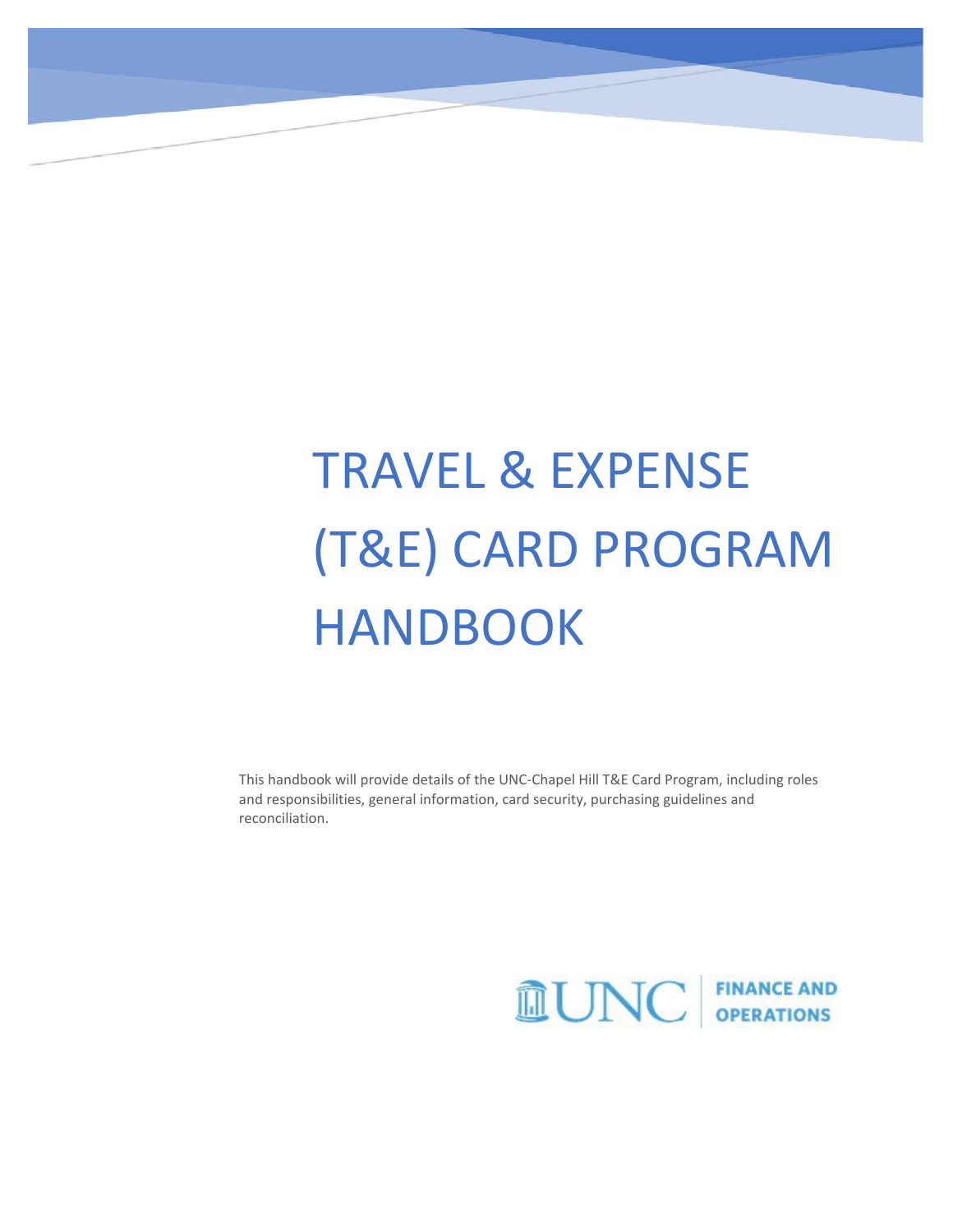# TRAVEL & EXPENSE (T&E) CARD PROGRAM HANDBOOK

This handbook will provide details of the UNC-Chapel Hill T&E Card Program, including roles and responsibilities, general information, card security, purchasing guidelines and reconciliation.

UNC | FINANCE AND OPERATIONS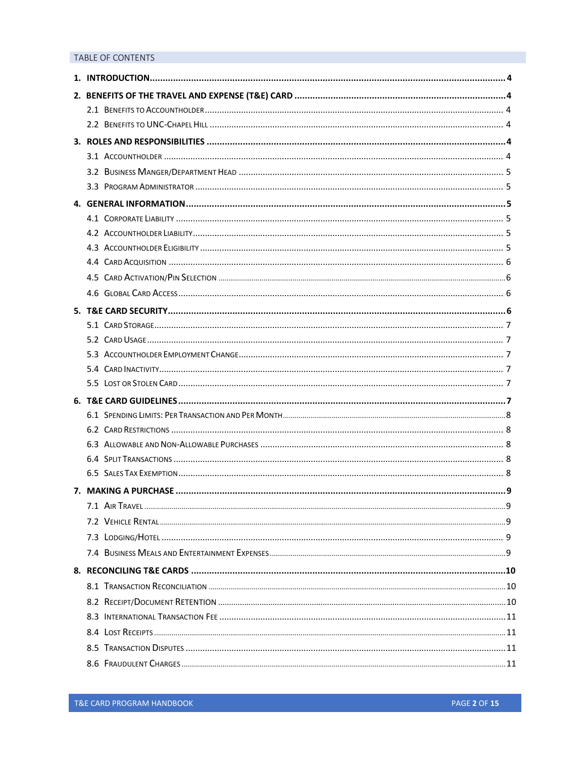## TABLE OF CONTENTS

**1. INTRODUCTION** .......... **4**

**2. BENEFITS OF THE TRAVEL AND EXPENSE (T&E) CARD** .......... **4**

- 2.1 Benefits to Accountholder .......... 4
- 2.2 Benefits to UNC-Chapel Hill .......... 4

**3. ROLES AND RESPONSIBILITIES** .......... **4**

- 3.1 Accountholder .......... 4
- 3.2 Business Manger/Department Head .......... 5
- 3.3 Program Administrator .......... 5

**4. GENERAL INFORMATION** .......... **5**

- 4.1 Corporate Liability .......... 5
- 4.2 Accountholder Liability .......... 5
- 4.3 Accountholder Eligibility .......... 5
- 4.4 Card Acquisition .......... 6
- 4.5 Card Activation/Pin Selection .......... 6
- 4.6 Global Card Access .......... 6

**5. T&E CARD SECURITY** .......... **6**

- 5.1 Card Storage .......... 7
- 5.2 Card Usage .......... 7
- 5.3 Accountholder Employment Change .......... 7
- 5.4 Card Inactivity .......... 7
- 5.5 Lost or Stolen Card .......... 7

**6. T&E CARD GUIDELINES** .......... **7**

- 6.1 Spending Limits: Per Transaction and Per Month .......... 8
- 6.2 Card Restrictions .......... 8
- 6.3 Allowable and Non-Allowable Purchases .......... 8
- 6.4 Split Transactions .......... 8
- 6.5 Sales Tax Exemption .......... 8

**7. MAKING A PURCHASE** .......... **9**

- 7.1 Air Travel .......... 9
- 7.2 Vehicle Rental .......... 9
- 7.3 Lodging/Hotel .......... 9
- 7.4 Business Meals and Entertainment Expenses .......... 9

**8. RECONCILING T&E CARDS** .......... **10**

- 8.1 Transaction Reconciliation .......... 10
- 8.2 Receipt/Document Retention .......... 10
- 8.3 International Transaction Fee .......... 11
- 8.4 Lost Receipts .......... 11
- 8.5 Transaction Disputes .......... 11
- 8.6 Fraudulent Charges .......... 11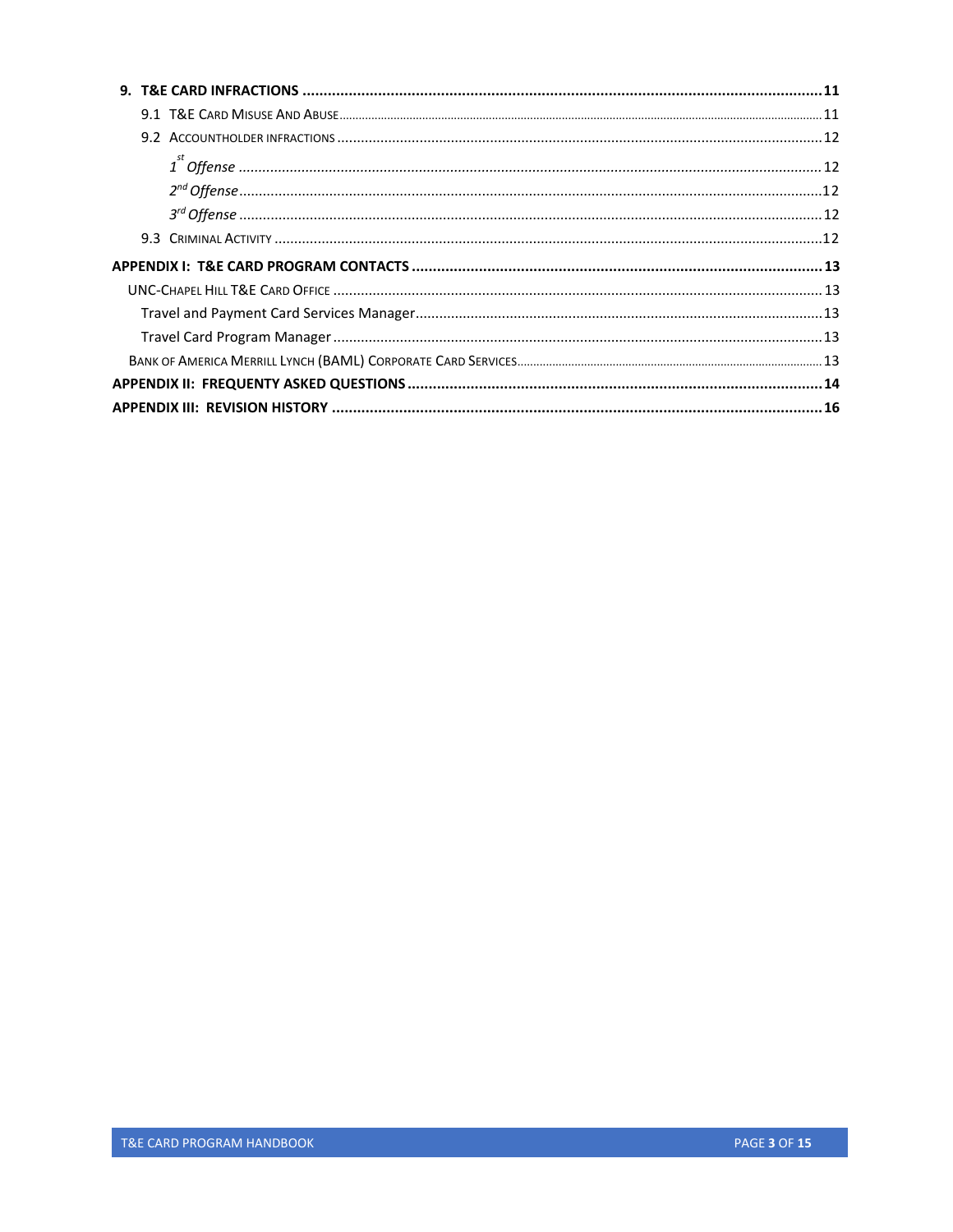- **9. T&E CARD INFRACTIONS** .......... 11
  - 9.1 T&E Card Misuse And Abuse .......... 11
  - 9.2 Accountholder infractions .......... 12
    - *1st Offense* .......... 12
    - *2nd Offense* .......... 12
    - *3rd Offense* .......... 12
  - 9.3 Criminal Activity .......... 12
- **APPENDIX I: T&E CARD PROGRAM CONTACTS** .......... 13
  - UNC-Chapel Hill T&E Card Office .......... 13
    - Travel and Payment Card Services Manager .......... 13
    - Travel Card Program Manager .......... 13
  - Bank of America Merrill Lynch (BAML) Corporate Card Services .......... 13
- **APPENDIX II: FREQUENTY ASKED QUESTIONS** .......... 14
- **APPENDIX III: REVISION HISTORY** .......... 16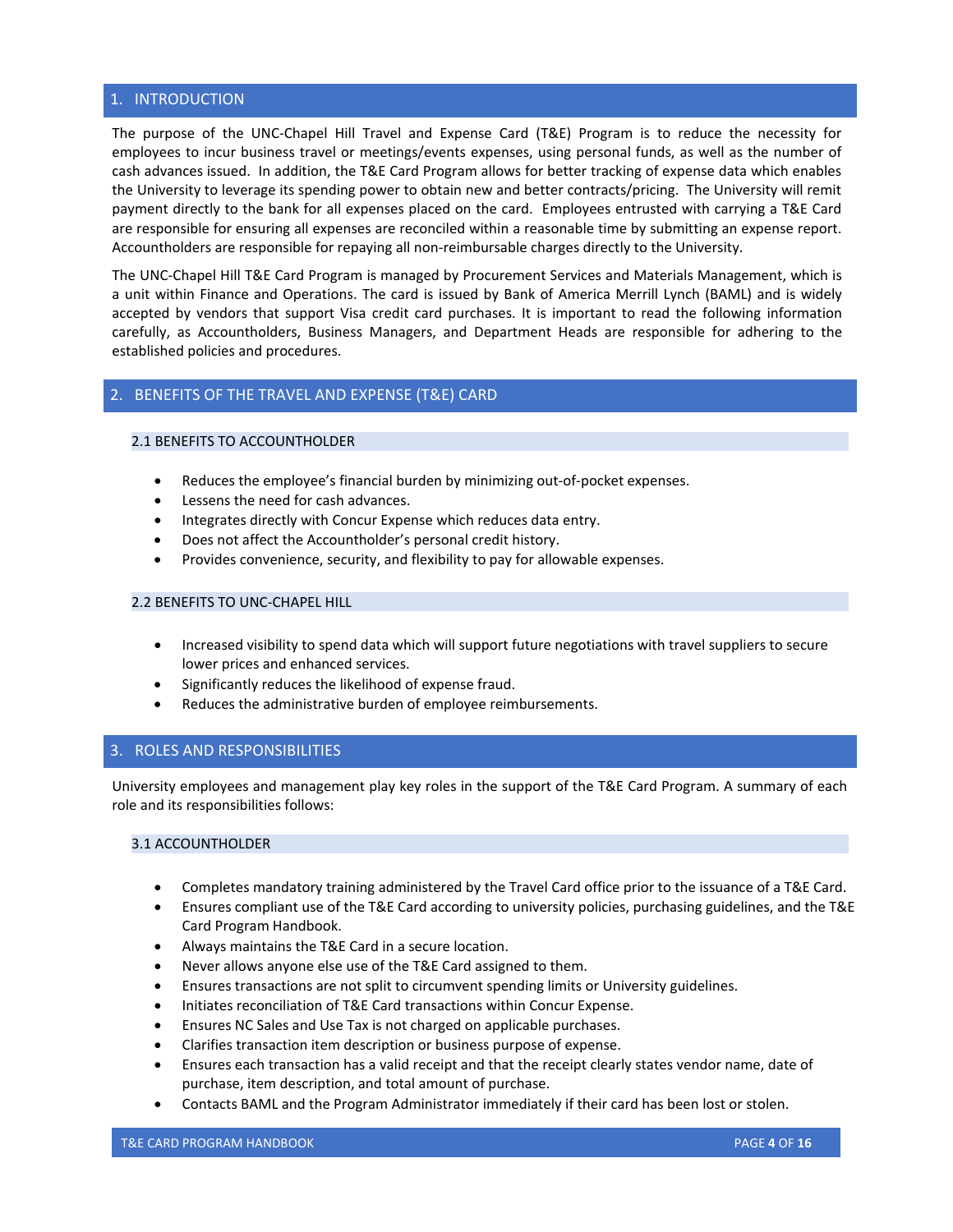## 1. INTRODUCTION

The purpose of the UNC-Chapel Hill Travel and Expense Card (T&E) Program is to reduce the necessity for employees to incur business travel or meetings/events expenses, using personal funds, as well as the number of cash advances issued. In addition, the T&E Card Program allows for better tracking of expense data which enables the University to leverage its spending power to obtain new and better contracts/pricing. The University will remit payment directly to the bank for all expenses placed on the card. Employees entrusted with carrying a T&E Card are responsible for ensuring all expenses are reconciled within a reasonable time by submitting an expense report. Accountholders are responsible for repaying all non-reimbursable charges directly to the University.

The UNC-Chapel Hill T&E Card Program is managed by Procurement Services and Materials Management, which is a unit within Finance and Operations. The card is issued by Bank of America Merrill Lynch (BAML) and is widely accepted by vendors that support Visa credit card purchases. It is important to read the following information carefully, as Accountholders, Business Managers, and Department Heads are responsible for adhering to the established policies and procedures.

## 2. BENEFITS OF THE TRAVEL AND EXPENSE (T&E) CARD

### 2.1 BENEFITS TO ACCOUNTHOLDER

- Reduces the employee's financial burden by minimizing out-of-pocket expenses.
- Lessens the need for cash advances.
- Integrates directly with Concur Expense which reduces data entry.
- Does not affect the Accountholder's personal credit history.
- Provides convenience, security, and flexibility to pay for allowable expenses.

### 2.2 BENEFITS TO UNC-CHAPEL HILL

- Increased visibility to spend data which will support future negotiations with travel suppliers to secure lower prices and enhanced services.
- Significantly reduces the likelihood of expense fraud.
- Reduces the administrative burden of employee reimbursements.

## 3. ROLES AND RESPONSIBILITIES

University employees and management play key roles in the support of the T&E Card Program. A summary of each role and its responsibilities follows:

### 3.1 ACCOUNTHOLDER

- Completes mandatory training administered by the Travel Card office prior to the issuance of a T&E Card.
- Ensures compliant use of the T&E Card according to university policies, purchasing guidelines, and the T&E Card Program Handbook.
- Always maintains the T&E Card in a secure location.
- Never allows anyone else use of the T&E Card assigned to them.
- Ensures transactions are not split to circumvent spending limits or University guidelines.
- Initiates reconciliation of T&E Card transactions within Concur Expense.
- Ensures NC Sales and Use Tax is not charged on applicable purchases.
- Clarifies transaction item description or business purpose of expense.
- Ensures each transaction has a valid receipt and that the receipt clearly states vendor name, date of purchase, item description, and total amount of purchase.
- Contacts BAML and the Program Administrator immediately if their card has been lost or stolen.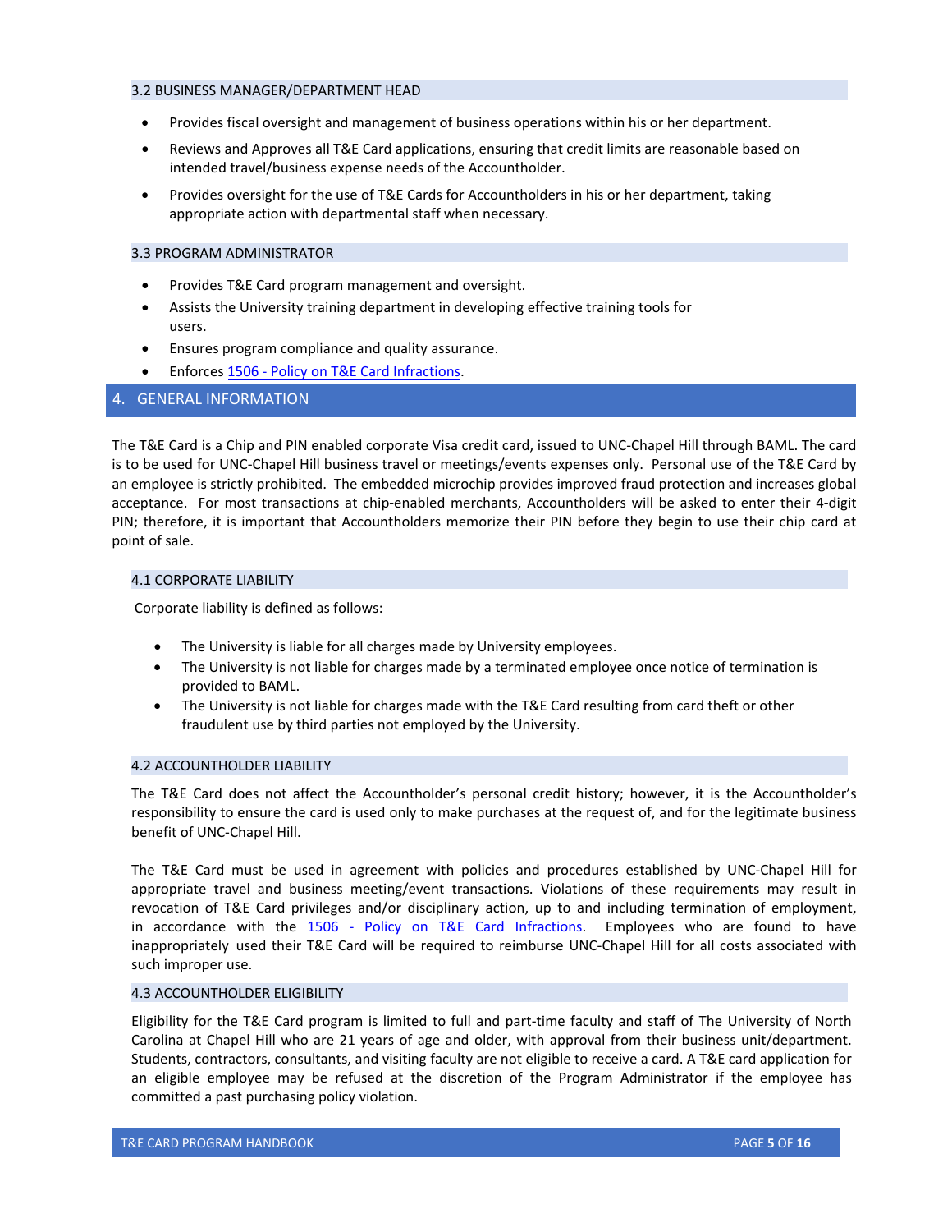### 3.2 BUSINESS MANAGER/DEPARTMENT HEAD

- Provides fiscal oversight and management of business operations within his or her department.
- Reviews and Approves all T&E Card applications, ensuring that credit limits are reasonable based on intended travel/business expense needs of the Accountholder.
- Provides oversight for the use of T&E Cards for Accountholders in his or her department, taking appropriate action with departmental staff when necessary.

### 3.3 PROGRAM ADMINISTRATOR

- Provides T&E Card program management and oversight.
- Assists the University training department in developing effective training tools for users.
- Ensures program compliance and quality assurance.
- Enforces 1506 - Policy on T&E Card Infractions.

## 4. GENERAL INFORMATION

The T&E Card is a Chip and PIN enabled corporate Visa credit card, issued to UNC-Chapel Hill through BAML. The card is to be used for UNC-Chapel Hill business travel or meetings/events expenses only. Personal use of the T&E Card by an employee is strictly prohibited. The embedded microchip provides improved fraud protection and increases global acceptance. For most transactions at chip-enabled merchants, Accountholders will be asked to enter their 4-digit PIN; therefore, it is important that Accountholders memorize their PIN before they begin to use their chip card at point of sale.

### 4.1 CORPORATE LIABILITY

Corporate liability is defined as follows:

- The University is liable for all charges made by University employees.
- The University is not liable for charges made by a terminated employee once notice of termination is provided to BAML.
- The University is not liable for charges made with the T&E Card resulting from card theft or other fraudulent use by third parties not employed by the University.

### 4.2 ACCOUNTHOLDER LIABILITY

The T&E Card does not affect the Accountholder's personal credit history; however, it is the Accountholder's responsibility to ensure the card is used only to make purchases at the request of, and for the legitimate business benefit of UNC-Chapel Hill.

The T&E Card must be used in agreement with policies and procedures established by UNC-Chapel Hill for appropriate travel and business meeting/event transactions. Violations of these requirements may result in revocation of T&E Card privileges and/or disciplinary action, up to and including termination of employment, in accordance with the 1506 - Policy on T&E Card Infractions. Employees who are found to have inappropriately used their T&E Card will be required to reimburse UNC-Chapel Hill for all costs associated with such improper use.

### 4.3 ACCOUNTHOLDER ELIGIBILITY

Eligibility for the T&E Card program is limited to full and part-time faculty and staff of The University of North Carolina at Chapel Hill who are 21 years of age and older, with approval from their business unit/department. Students, contractors, consultants, and visiting faculty are not eligible to receive a card. A T&E card application for an eligible employee may be refused at the discretion of the Program Administrator if the employee has committed a past purchasing policy violation.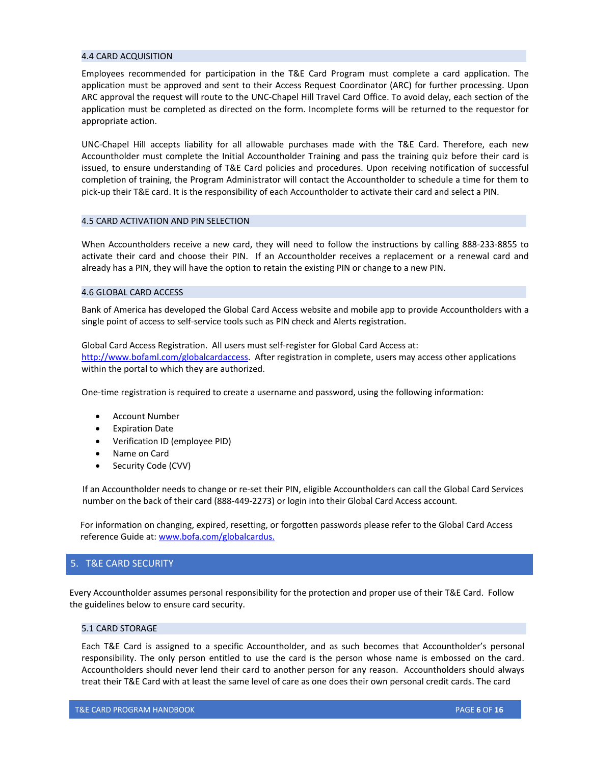### 4.4 CARD ACQUISITION

Employees recommended for participation in the T&E Card Program must complete a card application. The application must be approved and sent to their Access Request Coordinator (ARC) for further processing. Upon ARC approval the request will route to the UNC-Chapel Hill Travel Card Office. To avoid delay, each section of the application must be completed as directed on the form. Incomplete forms will be returned to the requestor for appropriate action.

UNC-Chapel Hill accepts liability for all allowable purchases made with the T&E Card. Therefore, each new Accountholder must complete the Initial Accountholder Training and pass the training quiz before their card is issued, to ensure understanding of T&E Card policies and procedures. Upon receiving notification of successful completion of training, the Program Administrator will contact the Accountholder to schedule a time for them to pick-up their T&E card. It is the responsibility of each Accountholder to activate their card and select a PIN.

### 4.5 CARD ACTIVATION AND PIN SELECTION

When Accountholders receive a new card, they will need to follow the instructions by calling 888-233-8855 to activate their card and choose their PIN. If an Accountholder receives a replacement or a renewal card and already has a PIN, they will have the option to retain the existing PIN or change to a new PIN.

### 4.6 GLOBAL CARD ACCESS

Bank of America has developed the Global Card Access website and mobile app to provide Accountholders with a single point of access to self-service tools such as PIN check and Alerts registration.

Global Card Access Registration. All users must self-register for Global Card Access at: http://www.bofaml.com/globalcardaccess. After registration in complete, users may access other applications within the portal to which they are authorized.

One-time registration is required to create a username and password, using the following information:

- Account Number
- Expiration Date
- Verification ID (employee PID)
- Name on Card
- Security Code (CVV)

If an Accountholder needs to change or re-set their PIN, eligible Accountholders can call the Global Card Services number on the back of their card (888-449-2273) or login into their Global Card Access account.

For information on changing, expired, resetting, or forgotten passwords please refer to the Global Card Access reference Guide at: www.bofa.com/globalcardus.

## 5. T&E CARD SECURITY

Every Accountholder assumes personal responsibility for the protection and proper use of their T&E Card. Follow the guidelines below to ensure card security.

### 5.1 CARD STORAGE

Each T&E Card is assigned to a specific Accountholder, and as such becomes that Accountholder's personal responsibility. The only person entitled to use the card is the person whose name is embossed on the card. Accountholders should never lend their card to another person for any reason. Accountholders should always treat their T&E Card with at least the same level of care as one does their own personal credit cards. The card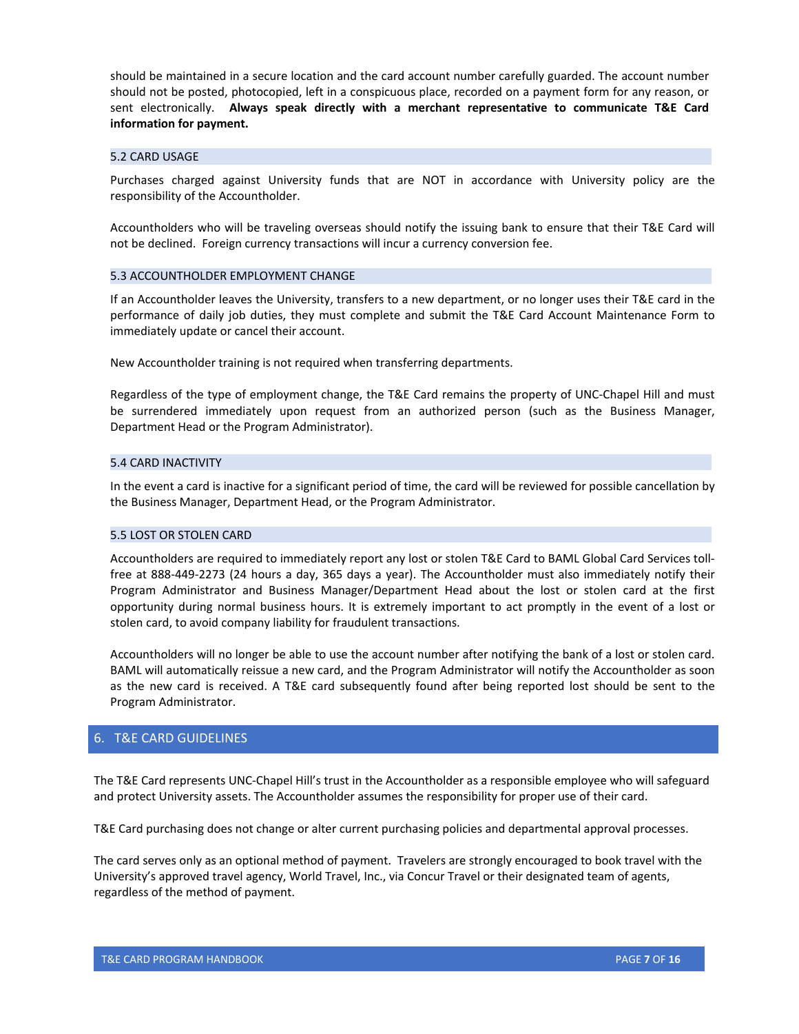should be maintained in a secure location and the card account number carefully guarded. The account number should not be posted, photocopied, left in a conspicuous place, recorded on a payment form for any reason, or sent electronically. **Always speak directly with a merchant representative to communicate T&E Card information for payment.**

### 5.2 CARD USAGE

Purchases charged against University funds that are NOT in accordance with University policy are the responsibility of the Accountholder.

Accountholders who will be traveling overseas should notify the issuing bank to ensure that their T&E Card will not be declined. Foreign currency transactions will incur a currency conversion fee.

### 5.3 ACCOUNTHOLDER EMPLOYMENT CHANGE

If an Accountholder leaves the University, transfers to a new department, or no longer uses their T&E card in the performance of daily job duties, they must complete and submit the T&E Card Account Maintenance Form to immediately update or cancel their account.

New Accountholder training is not required when transferring departments.

Regardless of the type of employment change, the T&E Card remains the property of UNC-Chapel Hill and must be surrendered immediately upon request from an authorized person (such as the Business Manager, Department Head or the Program Administrator).

### 5.4 CARD INACTIVITY

In the event a card is inactive for a significant period of time, the card will be reviewed for possible cancellation by the Business Manager, Department Head, or the Program Administrator.

### 5.5 LOST OR STOLEN CARD

Accountholders are required to immediately report any lost or stolen T&E Card to BAML Global Card Services toll-free at 888-449-2273 (24 hours a day, 365 days a year). The Accountholder must also immediately notify their Program Administrator and Business Manager/Department Head about the lost or stolen card at the first opportunity during normal business hours. It is extremely important to act promptly in the event of a lost or stolen card, to avoid company liability for fraudulent transactions.

Accountholders will no longer be able to use the account number after notifying the bank of a lost or stolen card. BAML will automatically reissue a new card, and the Program Administrator will notify the Accountholder as soon as the new card is received. A T&E card subsequently found after being reported lost should be sent to the Program Administrator.

## 6. T&E CARD GUIDELINES

The T&E Card represents UNC-Chapel Hill's trust in the Accountholder as a responsible employee who will safeguard and protect University assets. The Accountholder assumes the responsibility for proper use of their card.

T&E Card purchasing does not change or alter current purchasing policies and departmental approval processes.

The card serves only as an optional method of payment. Travelers are strongly encouraged to book travel with the University's approved travel agency, World Travel, Inc., via Concur Travel or their designated team of agents, regardless of the method of payment.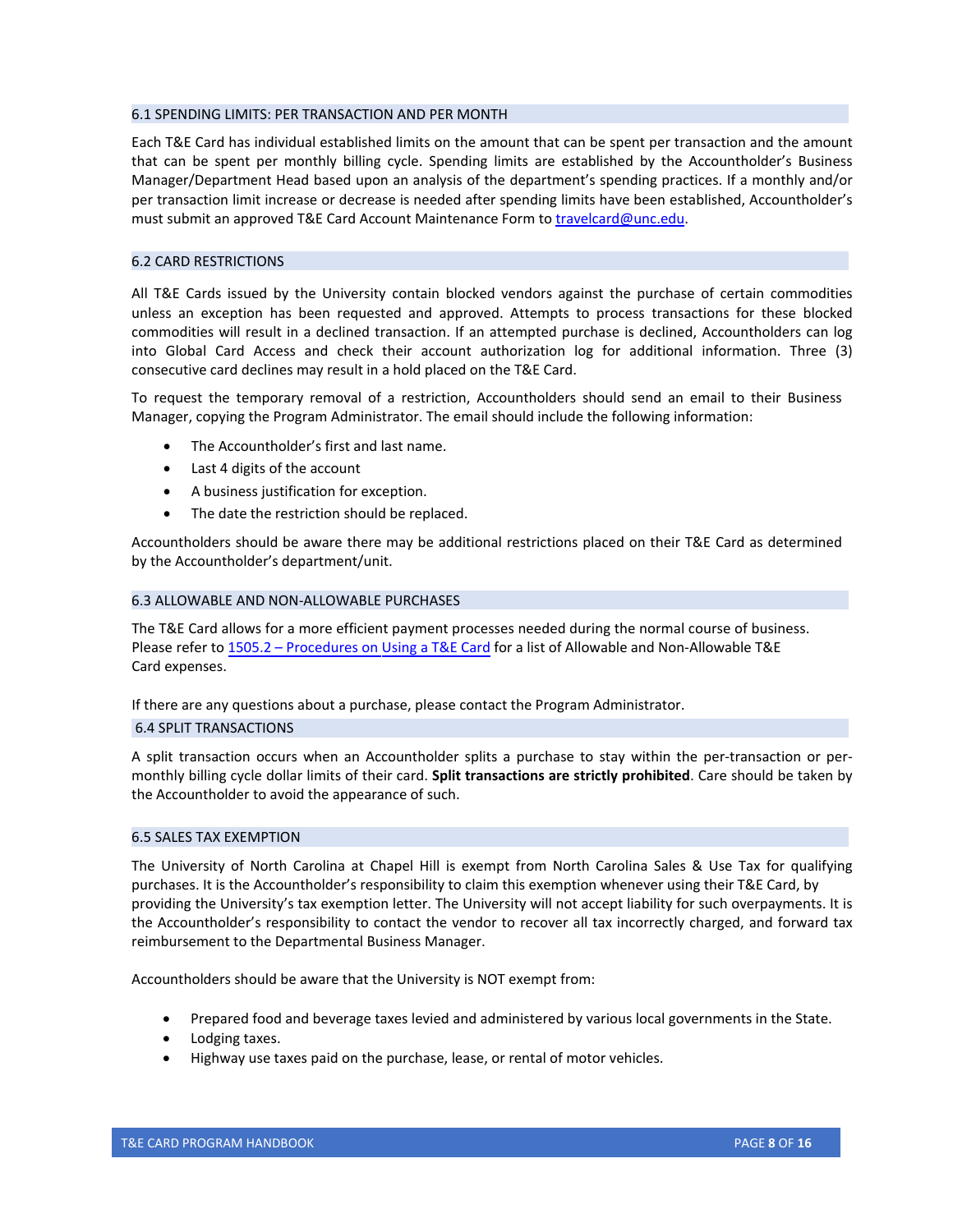## 6.1 SPENDING LIMITS: PER TRANSACTION AND PER MONTH

Each T&E Card has individual established limits on the amount that can be spent per transaction and the amount that can be spent per monthly billing cycle. Spending limits are established by the Accountholder's Business Manager/Department Head based upon an analysis of the department's spending practices. If a monthly and/or per transaction limit increase or decrease is needed after spending limits have been established, Accountholder's must submit an approved T&E Card Account Maintenance Form to travelcard@unc.edu.

## 6.2 CARD RESTRICTIONS

All T&E Cards issued by the University contain blocked vendors against the purchase of certain commodities unless an exception has been requested and approved. Attempts to process transactions for these blocked commodities will result in a declined transaction. If an attempted purchase is declined, Accountholders can log into Global Card Access and check their account authorization log for additional information. Three (3) consecutive card declines may result in a hold placed on the T&E Card.

To request the temporary removal of a restriction, Accountholders should send an email to their Business Manager, copying the Program Administrator. The email should include the following information:

- The Accountholder's first and last name.
- Last 4 digits of the account
- A business justification for exception.
- The date the restriction should be replaced.

Accountholders should be aware there may be additional restrictions placed on their T&E Card as determined by the Accountholder's department/unit.

## 6.3 ALLOWABLE AND NON-ALLOWABLE PURCHASES

The T&E Card allows for a more efficient payment processes needed during the normal course of business. Please refer to 1505.2 – Procedures on Using a T&E Card for a list of Allowable and Non-Allowable T&E Card expenses.

If there are any questions about a purchase, please contact the Program Administrator.

## 6.4 SPLIT TRANSACTIONS

A split transaction occurs when an Accountholder splits a purchase to stay within the per-transaction or per-monthly billing cycle dollar limits of their card. **Split transactions are strictly prohibited**. Care should be taken by the Accountholder to avoid the appearance of such.

## 6.5 SALES TAX EXEMPTION

The University of North Carolina at Chapel Hill is exempt from North Carolina Sales & Use Tax for qualifying purchases. It is the Accountholder's responsibility to claim this exemption whenever using their T&E Card, by providing the University's tax exemption letter. The University will not accept liability for such overpayments. It is the Accountholder's responsibility to contact the vendor to recover all tax incorrectly charged, and forward tax reimbursement to the Departmental Business Manager.

Accountholders should be aware that the University is NOT exempt from:

- Prepared food and beverage taxes levied and administered by various local governments in the State.
- Lodging taxes.
- Highway use taxes paid on the purchase, lease, or rental of motor vehicles.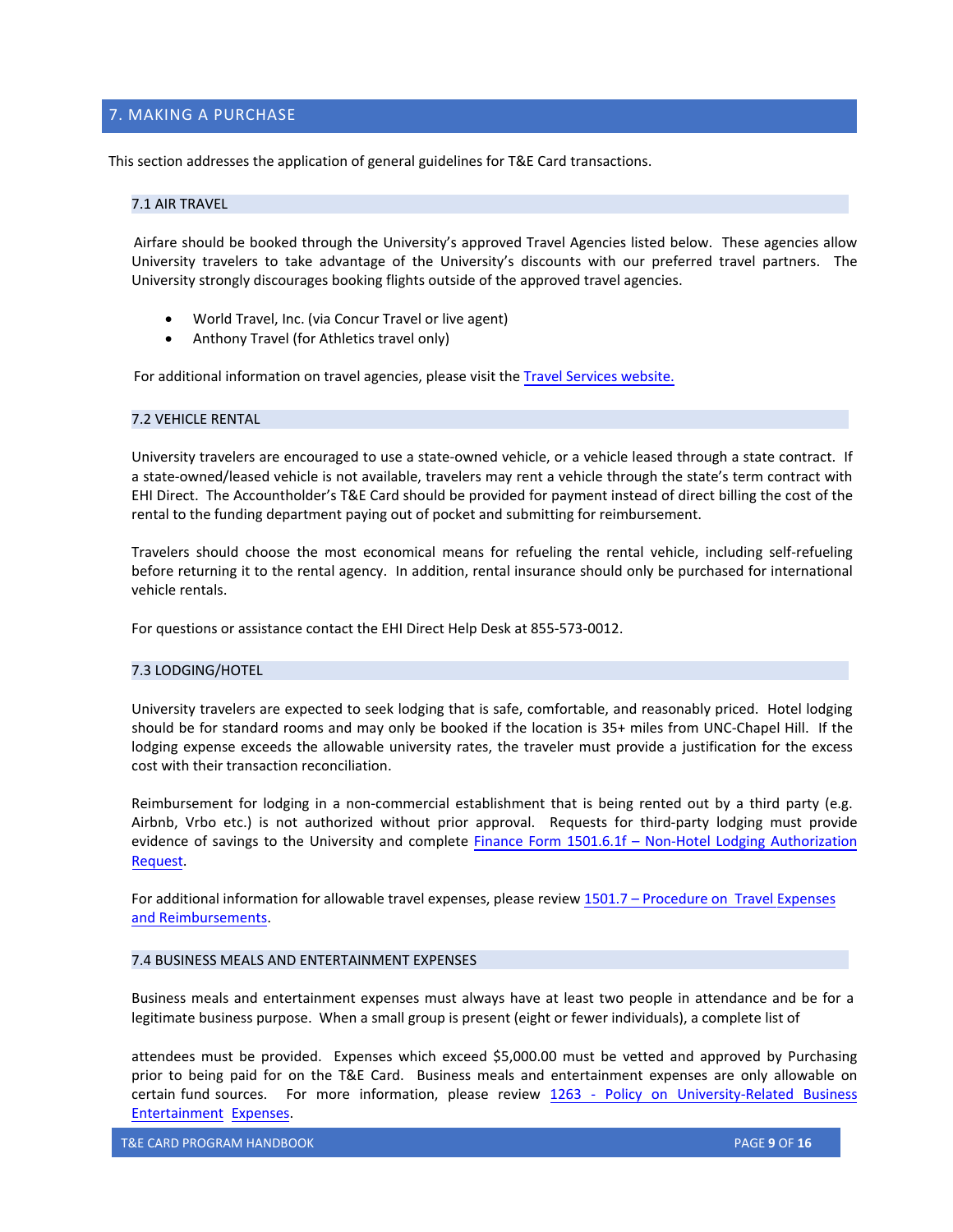## 7. MAKING A PURCHASE

This section addresses the application of general guidelines for T&E Card transactions.

### 7.1 AIR TRAVEL

Airfare should be booked through the University's approved Travel Agencies listed below. These agencies allow University travelers to take advantage of the University's discounts with our preferred travel partners. The University strongly discourages booking flights outside of the approved travel agencies.

- World Travel, Inc. (via Concur Travel or live agent)
- Anthony Travel (for Athletics travel only)

For additional information on travel agencies, please visit the Travel Services website.

### 7.2 VEHICLE RENTAL

University travelers are encouraged to use a state-owned vehicle, or a vehicle leased through a state contract. If a state-owned/leased vehicle is not available, travelers may rent a vehicle through the state's term contract with EHI Direct. The Accountholder's T&E Card should be provided for payment instead of direct billing the cost of the rental to the funding department paying out of pocket and submitting for reimbursement.

Travelers should choose the most economical means for refueling the rental vehicle, including self-refueling before returning it to the rental agency. In addition, rental insurance should only be purchased for international vehicle rentals.

For questions or assistance contact the EHI Direct Help Desk at 855-573-0012.

### 7.3 LODGING/HOTEL

University travelers are expected to seek lodging that is safe, comfortable, and reasonably priced. Hotel lodging should be for standard rooms and may only be booked if the location is 35+ miles from UNC-Chapel Hill. If the lodging expense exceeds the allowable university rates, the traveler must provide a justification for the excess cost with their transaction reconciliation.

Reimbursement for lodging in a non-commercial establishment that is being rented out by a third party (e.g. Airbnb, Vrbo etc.) is not authorized without prior approval. Requests for third-party lodging must provide evidence of savings to the University and complete Finance Form 1501.6.1f – Non-Hotel Lodging Authorization Request.

For additional information for allowable travel expenses, please review 1501.7 – Procedure on Travel Expenses and Reimbursements.

### 7.4 BUSINESS MEALS AND ENTERTAINMENT EXPENSES

Business meals and entertainment expenses must always have at least two people in attendance and be for a legitimate business purpose. When a small group is present (eight or fewer individuals), a complete list of attendees must be provided. Expenses which exceed $5,000.00 must be vetted and approved by Purchasing prior to being paid for on the T&E Card. Business meals and entertainment expenses are only allowable on certain fund sources. For more information, please review 1263 - Policy on University-Related Business Entertainment Expenses.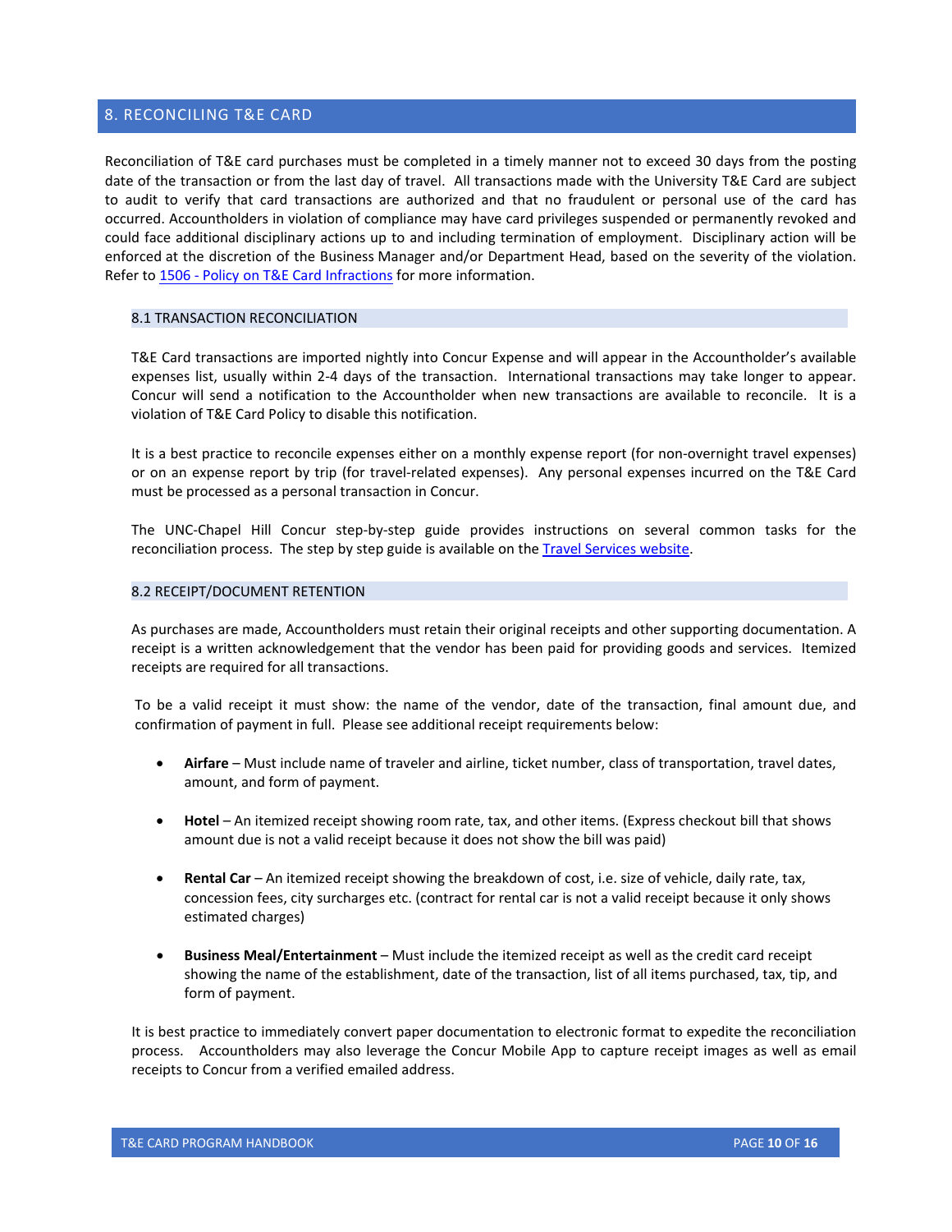## 8. RECONCILING T&E CARD

Reconciliation of T&E card purchases must be completed in a timely manner not to exceed 30 days from the posting date of the transaction or from the last day of travel. All transactions made with the University T&E Card are subject to audit to verify that card transactions are authorized and that no fraudulent or personal use of the card has occurred. Accountholders in violation of compliance may have card privileges suspended or permanently revoked and could face additional disciplinary actions up to and including termination of employment. Disciplinary action will be enforced at the discretion of the Business Manager and/or Department Head, based on the severity of the violation. Refer to 1506 - Policy on T&E Card Infractions for more information.

### 8.1 TRANSACTION RECONCILIATION

T&E Card transactions are imported nightly into Concur Expense and will appear in the Accountholder's available expenses list, usually within 2-4 days of the transaction. International transactions may take longer to appear. Concur will send a notification to the Accountholder when new transactions are available to reconcile. It is a violation of T&E Card Policy to disable this notification.

It is a best practice to reconcile expenses either on a monthly expense report (for non-overnight travel expenses) or on an expense report by trip (for travel-related expenses). Any personal expenses incurred on the T&E Card must be processed as a personal transaction in Concur.

The UNC-Chapel Hill Concur step-by-step guide provides instructions on several common tasks for the reconciliation process. The step by step guide is available on the Travel Services website.

### 8.2 RECEIPT/DOCUMENT RETENTION

As purchases are made, Accountholders must retain their original receipts and other supporting documentation. A receipt is a written acknowledgement that the vendor has been paid for providing goods and services. Itemized receipts are required for all transactions.

To be a valid receipt it must show: the name of the vendor, date of the transaction, final amount due, and confirmation of payment in full. Please see additional receipt requirements below:

- **Airfare** – Must include name of traveler and airline, ticket number, class of transportation, travel dates, amount, and form of payment.
- **Hotel** – An itemized receipt showing room rate, tax, and other items. (Express checkout bill that shows amount due is not a valid receipt because it does not show the bill was paid)
- **Rental Car** – An itemized receipt showing the breakdown of cost, i.e. size of vehicle, daily rate, tax, concession fees, city surcharges etc. (contract for rental car is not a valid receipt because it only shows estimated charges)
- **Business Meal/Entertainment** – Must include the itemized receipt as well as the credit card receipt showing the name of the establishment, date of the transaction, list of all items purchased, tax, tip, and form of payment.

It is best practice to immediately convert paper documentation to electronic format to expedite the reconciliation process. Accountholders may also leverage the Concur Mobile App to capture receipt images as well as email receipts to Concur from a verified emailed address.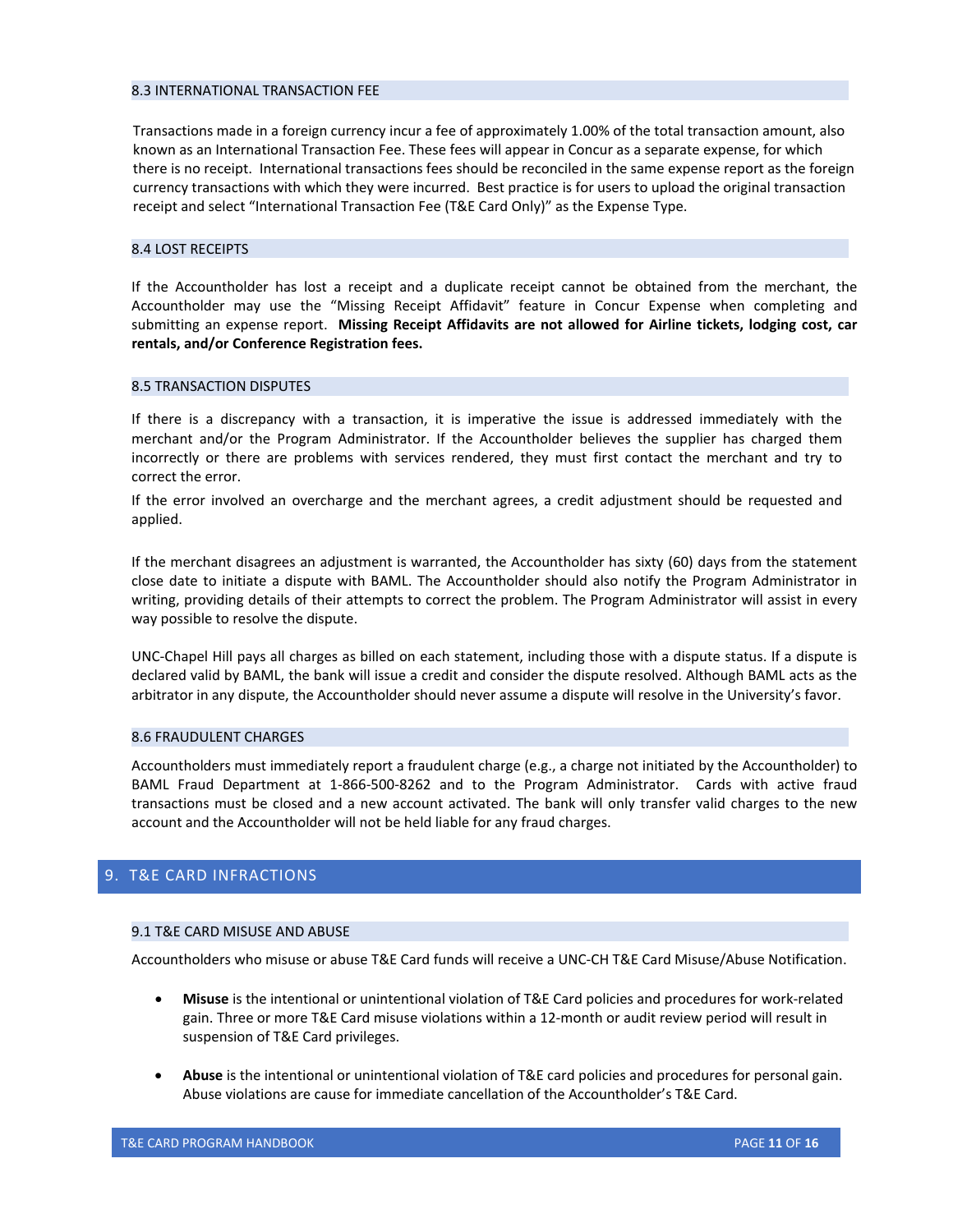### 8.3 INTERNATIONAL TRANSACTION FEE

Transactions made in a foreign currency incur a fee of approximately 1.00% of the total transaction amount, also known as an International Transaction Fee. These fees will appear in Concur as a separate expense, for which there is no receipt. International transactions fees should be reconciled in the same expense report as the foreign currency transactions with which they were incurred. Best practice is for users to upload the original transaction receipt and select "International Transaction Fee (T&E Card Only)" as the Expense Type.

### 8.4 LOST RECEIPTS

If the Accountholder has lost a receipt and a duplicate receipt cannot be obtained from the merchant, the Accountholder may use the "Missing Receipt Affidavit" feature in Concur Expense when completing and submitting an expense report. **Missing Receipt Affidavits are not allowed for Airline tickets, lodging cost, car rentals, and/or Conference Registration fees.**

### 8.5 TRANSACTION DISPUTES

If there is a discrepancy with a transaction, it is imperative the issue is addressed immediately with the merchant and/or the Program Administrator. If the Accountholder believes the supplier has charged them incorrectly or there are problems with services rendered, they must first contact the merchant and try to correct the error.

If the error involved an overcharge and the merchant agrees, a credit adjustment should be requested and applied.

If the merchant disagrees an adjustment is warranted, the Accountholder has sixty (60) days from the statement close date to initiate a dispute with BAML. The Accountholder should also notify the Program Administrator in writing, providing details of their attempts to correct the problem. The Program Administrator will assist in every way possible to resolve the dispute.

UNC-Chapel Hill pays all charges as billed on each statement, including those with a dispute status. If a dispute is declared valid by BAML, the bank will issue a credit and consider the dispute resolved. Although BAML acts as the arbitrator in any dispute, the Accountholder should never assume a dispute will resolve in the University's favor.

### 8.6 FRAUDULENT CHARGES

Accountholders must immediately report a fraudulent charge (e.g., a charge not initiated by the Accountholder) to BAML Fraud Department at 1-866-500-8262 and to the Program Administrator. Cards with active fraud transactions must be closed and a new account activated. The bank will only transfer valid charges to the new account and the Accountholder will not be held liable for any fraud charges.

## 9. T&E CARD INFRACTIONS

### 9.1 T&E CARD MISUSE AND ABUSE

Accountholders who misuse or abuse T&E Card funds will receive a UNC-CH T&E Card Misuse/Abuse Notification.

- **Misuse** is the intentional or unintentional violation of T&E Card policies and procedures for work-related gain. Three or more T&E Card misuse violations within a 12-month or audit review period will result in suspension of T&E Card privileges.

- **Abuse** is the intentional or unintentional violation of T&E card policies and procedures for personal gain. Abuse violations are cause for immediate cancellation of the Accountholder's T&E Card.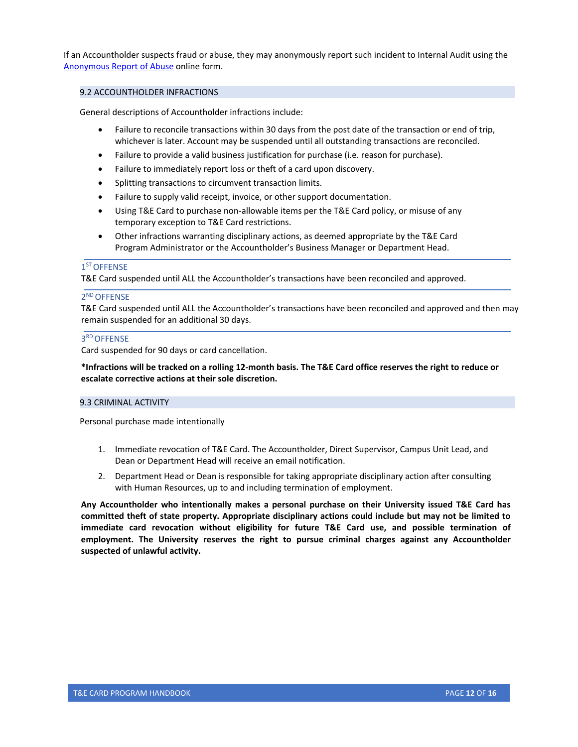If an Accountholder suspects fraud or abuse, they may anonymously report such incident to Internal Audit using the [Anonymous Report of Abuse] online form.

### 9.2 ACCOUNTHOLDER INFRACTIONS

General descriptions of Accountholder infractions include:

- Failure to reconcile transactions within 30 days from the post date of the transaction or end of trip, whichever is later. Account may be suspended until all outstanding transactions are reconciled.
- Failure to provide a valid business justification for purchase (i.e. reason for purchase).
- Failure to immediately report loss or theft of a card upon discovery.
- Splitting transactions to circumvent transaction limits.
- Failure to supply valid receipt, invoice, or other support documentation.
- Using T&E Card to purchase non-allowable items per the T&E Card policy, or misuse of any temporary exception to T&E Card restrictions.
- Other infractions warranting disciplinary actions, as deemed appropriate by the T&E Card Program Administrator or the Accountholder's Business Manager or Department Head.

#### 1ST OFFENSE

T&E Card suspended until ALL the Accountholder's transactions have been reconciled and approved.

#### 2ND OFFENSE

T&E Card suspended until ALL the Accountholder's transactions have been reconciled and approved and then may remain suspended for an additional 30 days.

#### 3RD OFFENSE

Card suspended for 90 days or card cancellation.

**\*Infractions will be tracked on a rolling 12-month basis. The T&E Card office reserves the right to reduce or escalate corrective actions at their sole discretion.**

### 9.3 CRIMINAL ACTIVITY

Personal purchase made intentionally

1. Immediate revocation of T&E Card. The Accountholder, Direct Supervisor, Campus Unit Lead, and Dean or Department Head will receive an email notification.
2. Department Head or Dean is responsible for taking appropriate disciplinary action after consulting with Human Resources, up to and including termination of employment.

**Any Accountholder who intentionally makes a personal purchase on their University issued T&E Card has committed theft of state property. Appropriate disciplinary actions could include but may not be limited to immediate card revocation without eligibility for future T&E Card use, and possible termination of employment. The University reserves the right to pursue criminal charges against any Accountholder suspected of unlawful activity.**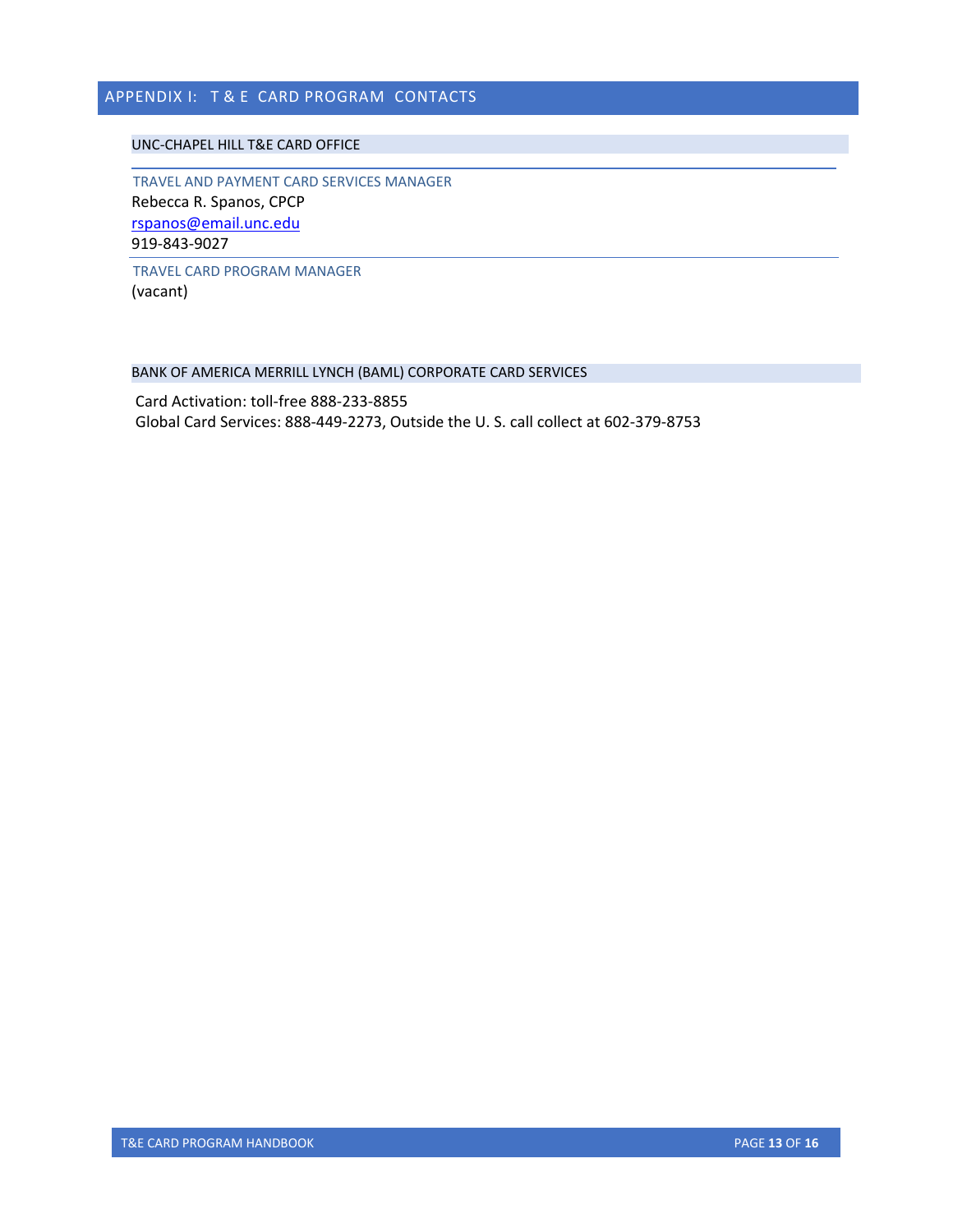# APPENDIX I: T & E CARD PROGRAM CONTACTS

## UNC-CHAPEL HILL T&E CARD OFFICE

### TRAVEL AND PAYMENT CARD SERVICES MANAGER

Rebecca R. Spanos, CPCP
rspanos@email.unc.edu
919-843-9027

### TRAVEL CARD PROGRAM MANAGER

(vacant)

## BANK OF AMERICA MERRILL LYNCH (BAML) CORPORATE CARD SERVICES

Card Activation: toll-free 888-233-8855
Global Card Services: 888-449-2273, Outside the U. S. call collect at 602-379-8753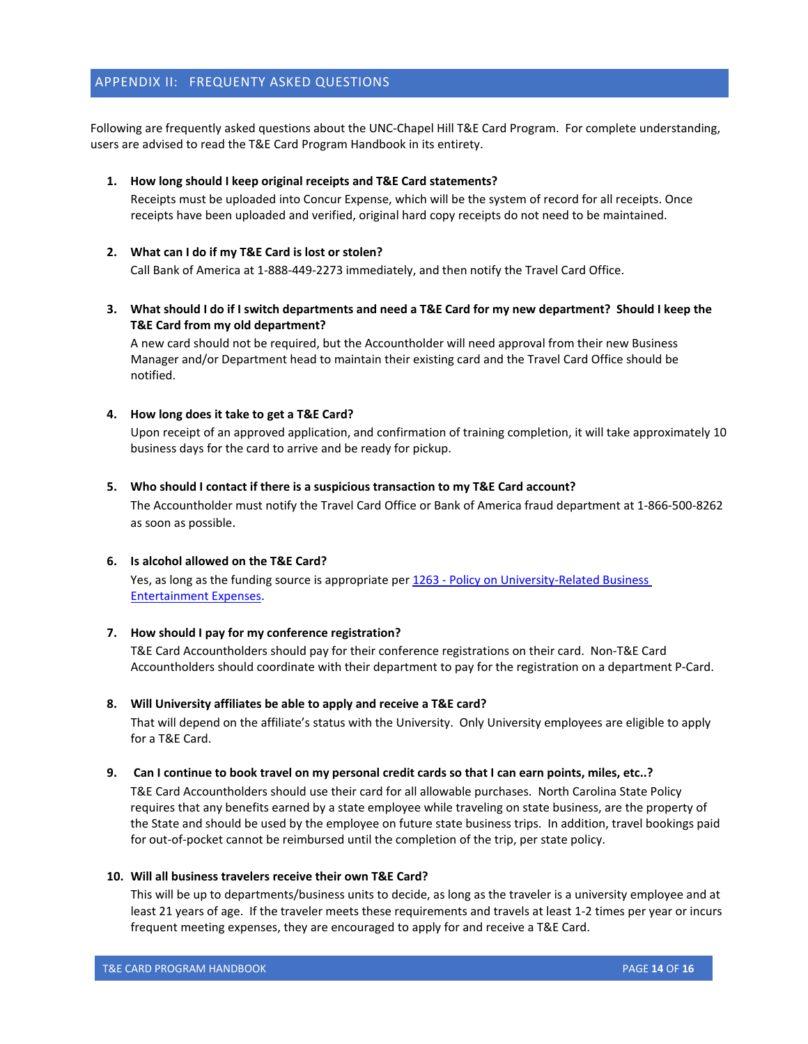## APPENDIX II: FREQUENTY ASKED QUESTIONS

Following are frequently asked questions about the UNC-Chapel Hill T&E Card Program. For complete understanding, users are advised to read the T&E Card Program Handbook in its entirety.

1. **How long should I keep original receipts and T&E Card statements?**
   Receipts must be uploaded into Concur Expense, which will be the system of record for all receipts. Once receipts have been uploaded and verified, original hard copy receipts do not need to be maintained.

2. **What can I do if my T&E Card is lost or stolen?**
   Call Bank of America at 1-888-449-2273 immediately, and then notify the Travel Card Office.

3. **What should I do if I switch departments and need a T&E Card for my new department? Should I keep the T&E Card from my old department?**
   A new card should not be required, but the Accountholder will need approval from their new Business Manager and/or Department head to maintain their existing card and the Travel Card Office should be notified.

4. **How long does it take to get a T&E Card?**
   Upon receipt of an approved application, and confirmation of training completion, it will take approximately 10 business days for the card to arrive and be ready for pickup.

5. **Who should I contact if there is a suspicious transaction to my T&E Card account?**
   The Accountholder must notify the Travel Card Office or Bank of America fraud department at 1-866-500-8262 as soon as possible.

6. **Is alcohol allowed on the T&E Card?**
   Yes, as long as the funding source is appropriate per [1263 - Policy on University-Related Business Entertainment Expenses]().

7. **How should I pay for my conference registration?**
   T&E Card Accountholders should pay for their conference registrations on their card. Non-T&E Card Accountholders should coordinate with their department to pay for the registration on a department P-Card.

8. **Will University affiliates be able to apply and receive a T&E card?**
   That will depend on the affiliate's status with the University. Only University employees are eligible to apply for a T&E Card.

9. **Can I continue to book travel on my personal credit cards so that I can earn points, miles, etc..?**
   T&E Card Accountholders should use their card for all allowable purchases. North Carolina State Policy requires that any benefits earned by a state employee while traveling on state business, are the property of the State and should be used by the employee on future state business trips. In addition, travel bookings paid for out-of-pocket cannot be reimbursed until the completion of the trip, per state policy.

10. **Will all business travelers receive their own T&E Card?**
    This will be up to departments/business units to decide, as long as the traveler is a university employee and at least 21 years of age. If the traveler meets these requirements and travels at least 1-2 times per year or incurs frequent meeting expenses, they are encouraged to apply for and receive a T&E Card.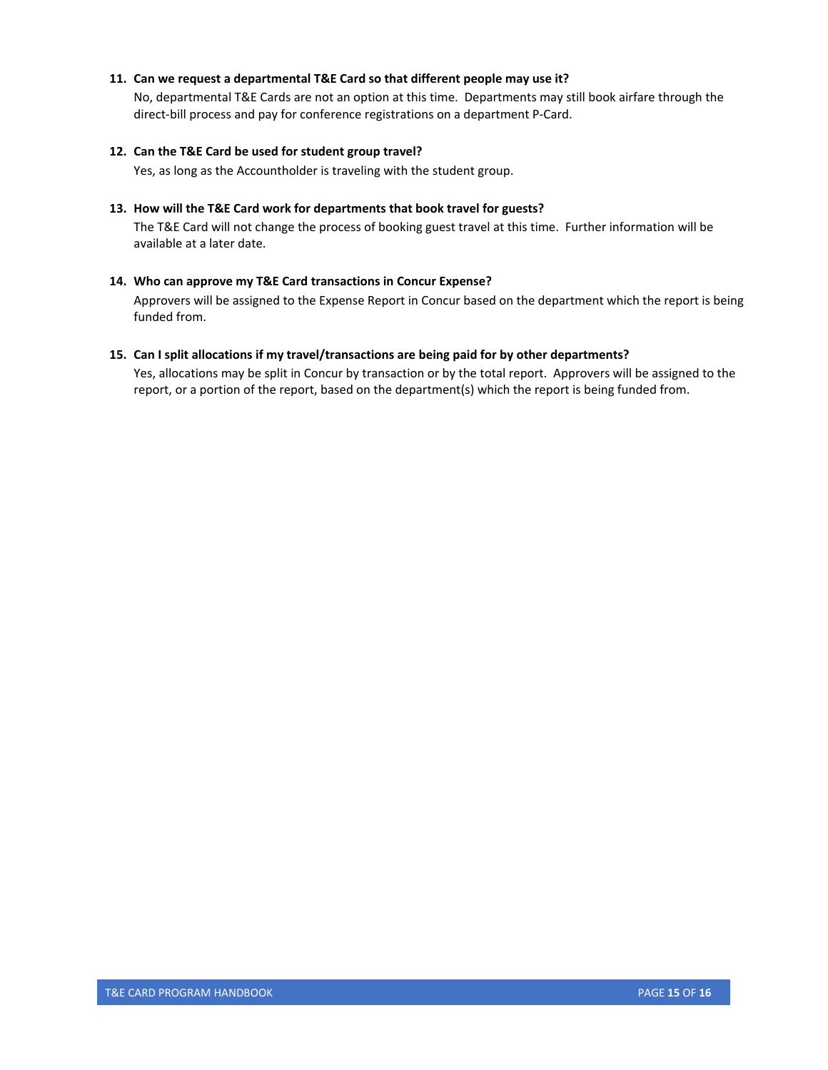11. **Can we request a departmental T&E Card so that different people may use it?**

    No, departmental T&E Cards are not an option at this time. Departments may still book airfare through the direct-bill process and pay for conference registrations on a department P-Card.

12. **Can the T&E Card be used for student group travel?**

    Yes, as long as the Accountholder is traveling with the student group.

13. **How will the T&E Card work for departments that book travel for guests?**

    The T&E Card will not change the process of booking guest travel at this time. Further information will be available at a later date.

14. **Who can approve my T&E Card transactions in Concur Expense?**

    Approvers will be assigned to the Expense Report in Concur based on the department which the report is being funded from.

15. **Can I split allocations if my travel/transactions are being paid for by other departments?**

    Yes, allocations may be split in Concur by transaction or by the total report. Approvers will be assigned to the report, or a portion of the report, based on the department(s) which the report is being funded from.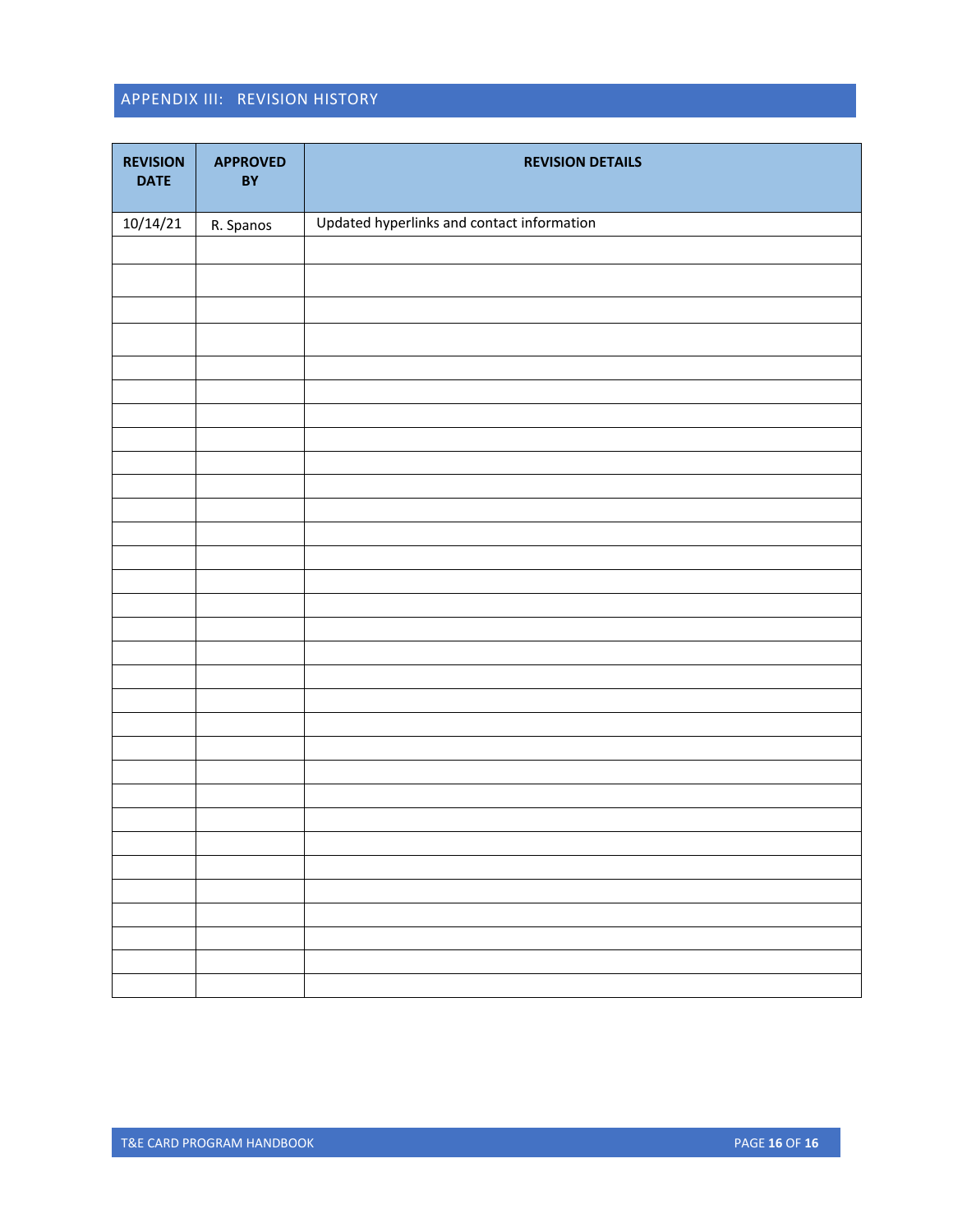## APPENDIX III: REVISION HISTORY

| REVISION DATE | APPROVED BY | REVISION DETAILS |
|---|---|---|
| 10/14/21 | R. Spanos | Updated hyperlinks and contact information |
| | | |
| | | |
| | | |
| | | |
| | | |
| | | |
| | | |
| | | |
| | | |
| | | |
| | | |
| | | |
| | | |
| | | |
| | | |
| | | |
| | | |
| | | |
| | | |
| | | |
| | | |
| | | |
| | | |
| | | |
| | | |
| | | |
| | | |
| | | |
| | | |
| | | |
| | | |